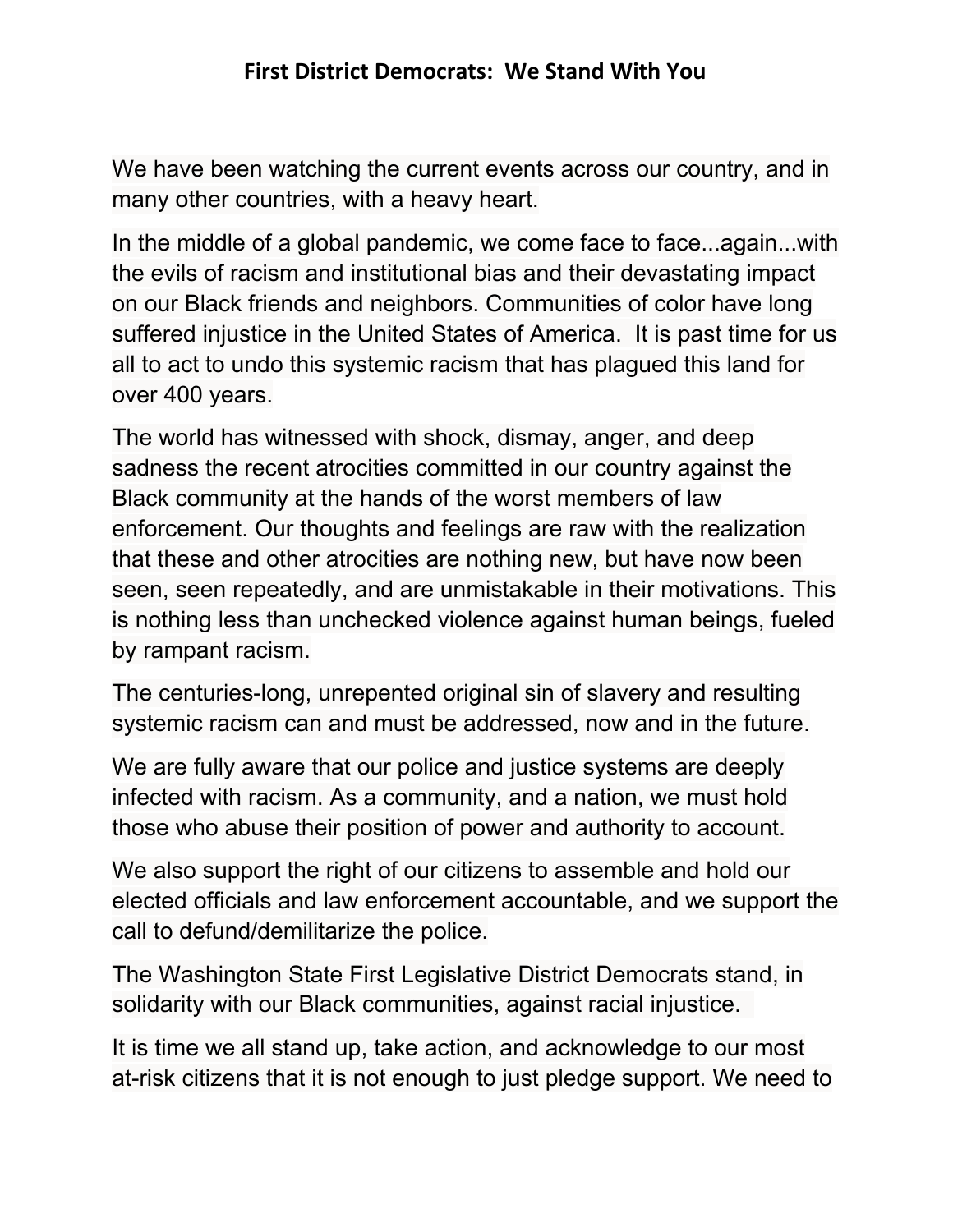# First District Democrats: We Stand With You

We have been watching the current events across our country, and in many other countries, with a heavy heart.

In the middle of a global pandemic, we come face to face...again...with the evils of racism and institutional bias and their devastating impact on our Black friends and neighbors. Communities of color have long suffered injustice in the United States of America. It is past time for us all to act to undo this systemic racism that has plagued this land for over 400 years.

The world has witnessed with shock, dismay, anger, and deep sadness the recent atrocities committed in our country against the Black community at the hands of the worst members of law enforcement. Our thoughts and feelings are raw with the realization that these and other atrocities are nothing new, but have now been seen, seen repeatedly, and are unmistakable in their motivations. This is nothing less than unchecked violence against human beings, fueled by rampant racism.

The centuries-long, unrepented original sin of slavery and resulting systemic racism can and must be addressed, now and in the future.

We are fully aware that our police and justice systems are deeply infected with racism. As a community, and a nation, we must hold those who abuse their position of power and authority to account.

We also support the right of our citizens to assemble and hold our elected officials and law enforcement accountable, and we support the call to defund/demilitarize the police.

The Washington State First Legislative District Democrats stand, in solidarity with our Black communities, against racial injustice.

It is time we all stand up, take action, and acknowledge to our most at-risk citizens that it is not enough to just pledge support. We need to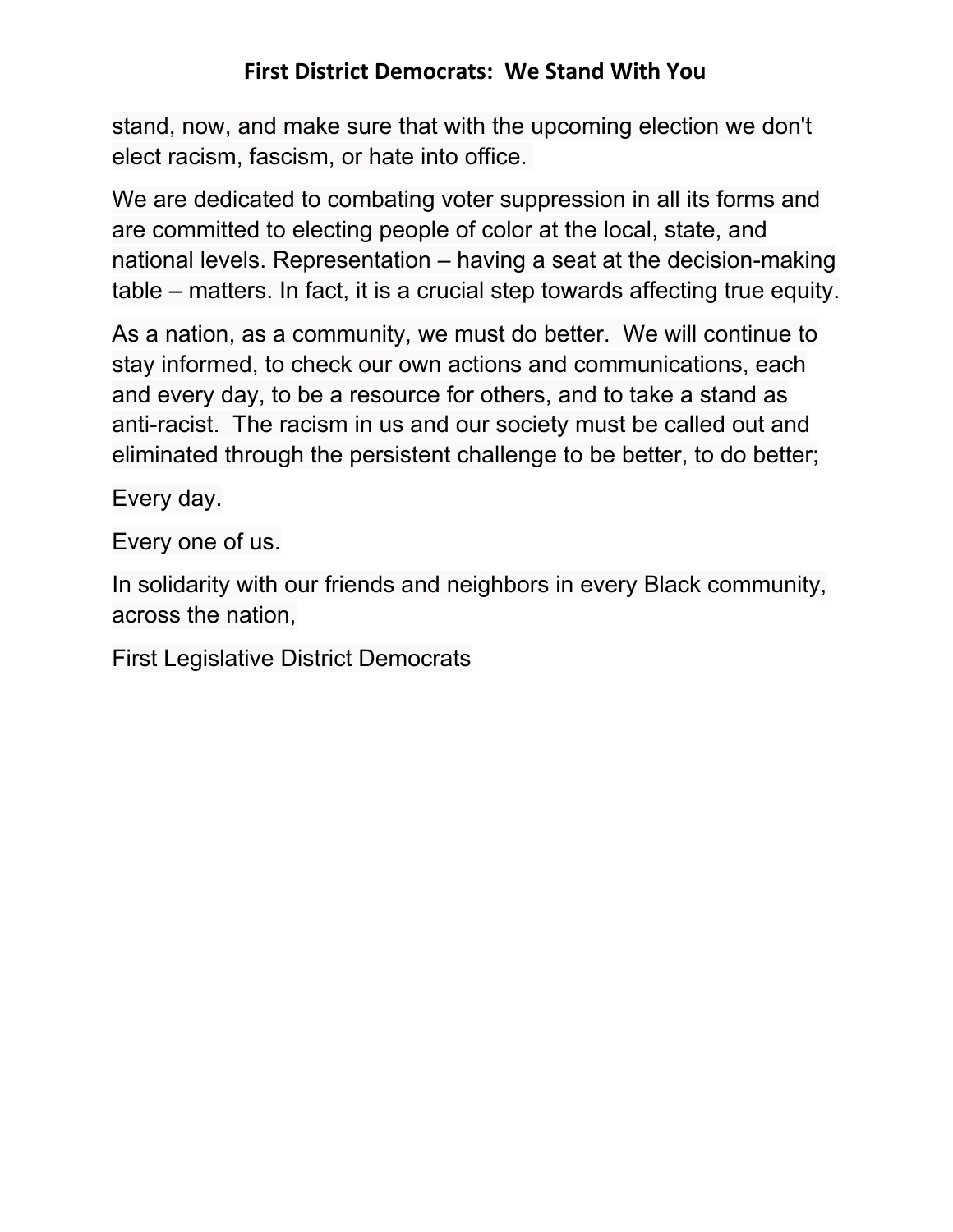stand, now, and make sure that with the upcoming election we don't elect racism, fascism, or hate into office.

We are dedicated to combating voter suppression in all its forms and are committed to electing people of color at the local, state, and national levels. Representation – having a seat at the decision-making table – matters. In fact, it is a crucial step towards affecting true equity.

As a nation, as a community, we must do better. We will continue to stay informed, to check our own actions and communications, each and every day, to be a resource for others, and to take a stand as anti-racist. The racism in us and our society must be called out and eliminated through the persistent challenge to be better, to do better;

Every day.

Every one of us.

In solidarity with our friends and neighbors in every Black community, across the nation,

First Legislative District Democrats